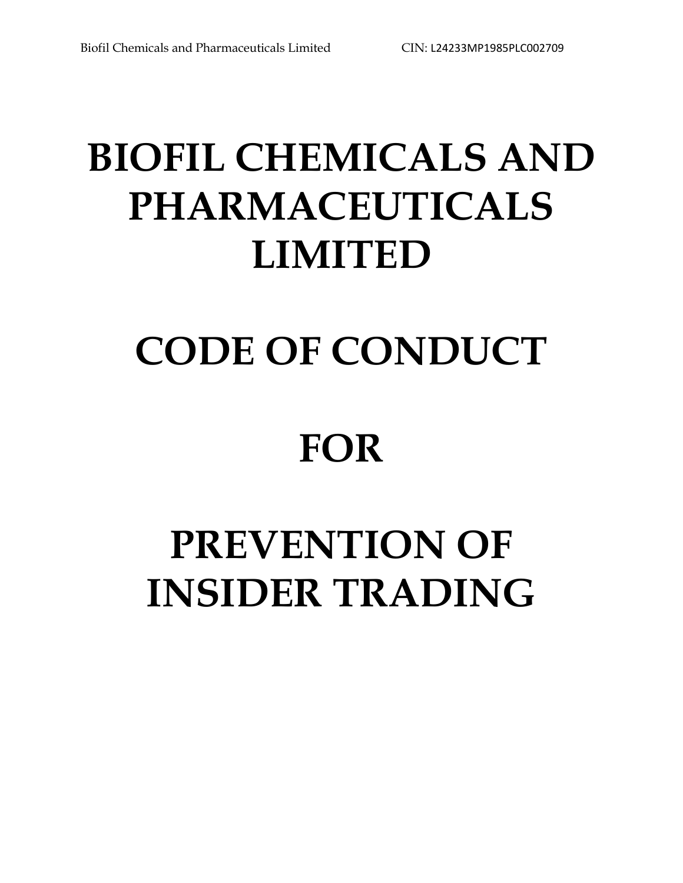# BIOFIL CHEMICALS AND PHARMACEUTICALS LIMITED

# CODE OF CONDUCT

# FOR

# PREVENTION OF INSIDER TRADING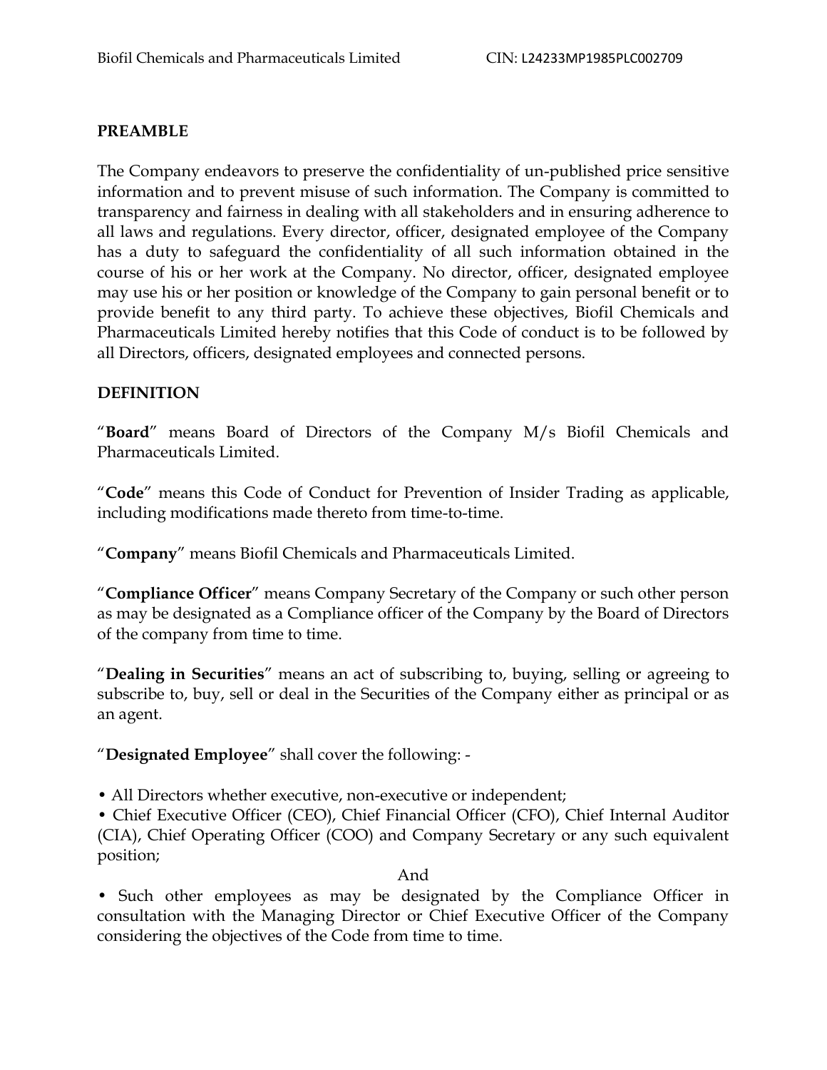## PREAMBLE

The Company endeavors to preserve the confidentiality of un-published price sensitive information and to prevent misuse of such information. The Company is committed to transparency and fairness in dealing with all stakeholders and in ensuring adherence to all laws and regulations. Every director, officer, designated employee of the Company has a duty to safeguard the confidentiality of all such information obtained in the course of his or her work at the Company. No director, officer, designated employee may use his or her position or knowledge of the Company to gain personal benefit or to provide benefit to any third party. To achieve these objectives, Biofil Chemicals and Pharmaceuticals Limited hereby notifies that this Code of conduct is to be followed by all Directors, officers, designated employees and connected persons.

## DEFINITION

"**Board**" means Board of Directors of the Company M/s Biofil Chemicals and Pharmaceuticals Limited.

"**Code**" means this Code of Conduct for Prevention of Insider Trading as applicable, including modifications made thereto from time-to-time.

"**Company**" means Biofil Chemicals and Pharmaceuticals Limited.

"**Compliance Officer**" means Company Secretary of the Company or such other person as may be designated as a Compliance officer of the Company by the Board of Directors of the company from time to time.

"**Dealing in Securities**" means an act of subscribing to, buying, selling or agreeing to subscribe to, buy, sell or deal in the Securities of the Company either as principal or as an agent.

"**Designated Employee**" shall cover the following: -

- All Directors whether executive, non-executive or independent;
- Chief Executive Officer (CEO), Chief Financial Officer (CFO), Chief Internal Auditor (CIA), Chief Operating Officer (COO) and Company Secretary or any such equivalent position;

And

- Such other employees as may be designated by the Compliance Officer in consultation with the Managing Director or Chief Executive Officer of the Company considering the objectives of the Code from time to time.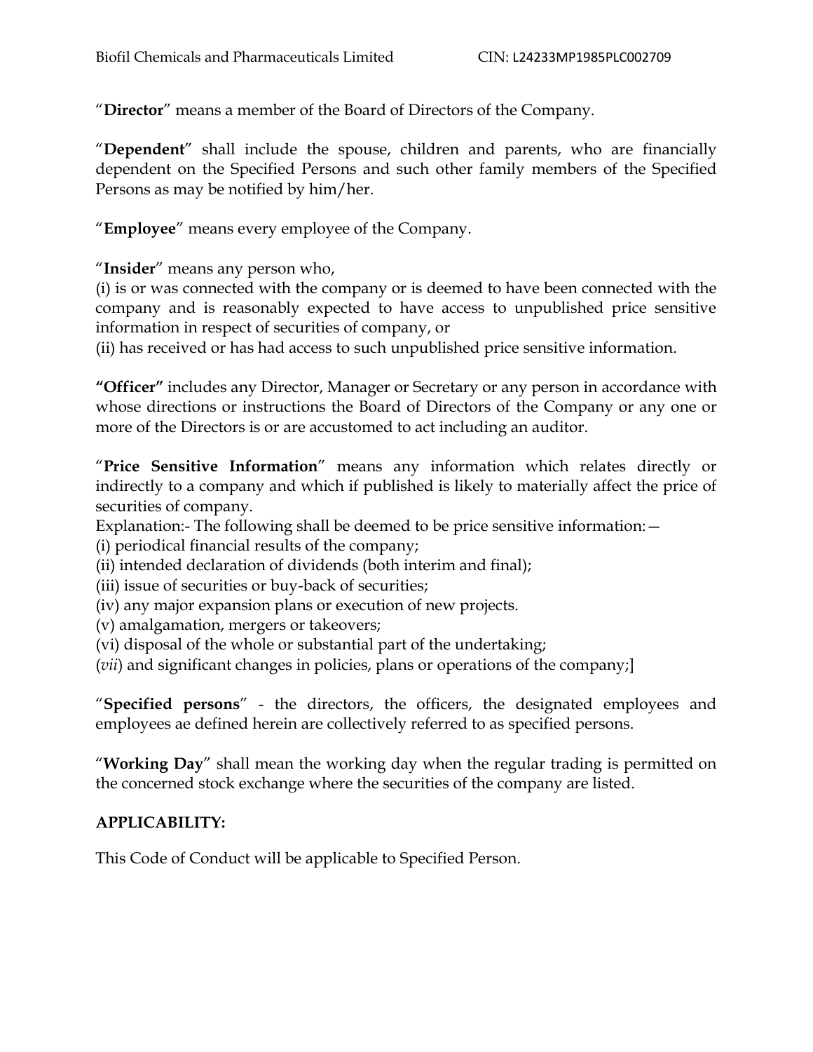"**Director**" means a member of the Board of Directors of the Company.

"**Dependent**" shall include the spouse, children and parents, who are financially dependent on the Specified Persons and such other family members of the Specified Persons as may be notified by him/her.

"**Employee**" means every employee of the Company.

"**Insider**" means any person who,
(i) is or was connected with the company or is deemed to have been connected with the company and is reasonably expected to have access to unpublished price sensitive information in respect of securities of company, or
(ii) has received or has had access to such unpublished price sensitive information.

**"Officer"** includes any Director, Manager or Secretary or any person in accordance with whose directions or instructions the Board of Directors of the Company or any one or more of the Directors is or are accustomed to act including an auditor.

"**Price Sensitive Information**" means any information which relates directly or indirectly to a company and which if published is likely to materially affect the price of securities of company.
Explanation:- The following shall be deemed to be price sensitive information:—
(i) periodical financial results of the company;
(ii) intended declaration of dividends (both interim and final);
(iii) issue of securities or buy-back of securities;
(iv) any major expansion plans or execution of new projects.
(v) amalgamation, mergers or takeovers;
(vi) disposal of the whole or substantial part of the undertaking;
(*vii*) and significant changes in policies, plans or operations of the company;]

"**Specified persons**" - the directors, the officers, the designated employees and employees ae defined herein are collectively referred to as specified persons.

"**Working Day**" shall mean the working day when the regular trading is permitted on the concerned stock exchange where the securities of the company are listed.

**APPLICABILITY:**

This Code of Conduct will be applicable to Specified Person.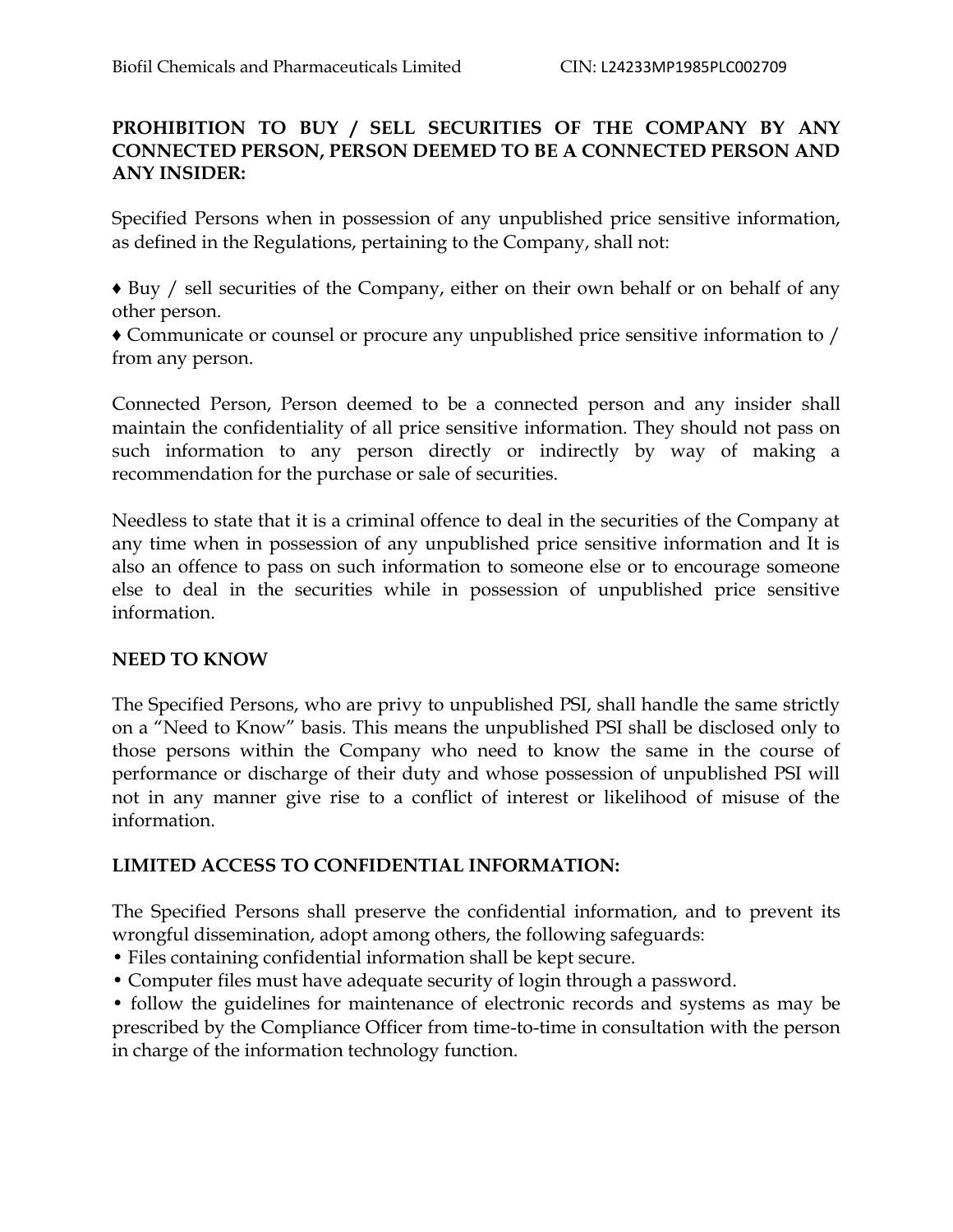**PROHIBITION TO BUY / SELL SECURITIES OF THE COMPANY BY ANY CONNECTED PERSON, PERSON DEEMED TO BE A CONNECTED PERSON AND ANY INSIDER:**

Specified Persons when in possession of any unpublished price sensitive information, as defined in the Regulations, pertaining to the Company, shall not:

♦ Buy / sell securities of the Company, either on their own behalf or on behalf of any other person.

♦ Communicate or counsel or procure any unpublished price sensitive information to / from any person.

Connected Person, Person deemed to be a connected person and any insider shall maintain the confidentiality of all price sensitive information. They should not pass on such information to any person directly or indirectly by way of making a recommendation for the purchase or sale of securities.

Needless to state that it is a criminal offence to deal in the securities of the Company at any time when in possession of any unpublished price sensitive information and It is also an offence to pass on such information to someone else or to encourage someone else to deal in the securities while in possession of unpublished price sensitive information.

**NEED TO KNOW**

The Specified Persons, who are privy to unpublished PSI, shall handle the same strictly on a "Need to Know" basis. This means the unpublished PSI shall be disclosed only to those persons within the Company who need to know the same in the course of performance or discharge of their duty and whose possession of unpublished PSI will not in any manner give rise to a conflict of interest or likelihood of misuse of the information.

**LIMITED ACCESS TO CONFIDENTIAL INFORMATION:**

The Specified Persons shall preserve the confidential information, and to prevent its wrongful dissemination, adopt among others, the following safeguards:

- Files containing confidential information shall be kept secure.
- Computer files must have adequate security of login through a password.
- follow the guidelines for maintenance of electronic records and systems as may be prescribed by the Compliance Officer from time-to-time in consultation with the person in charge of the information technology function.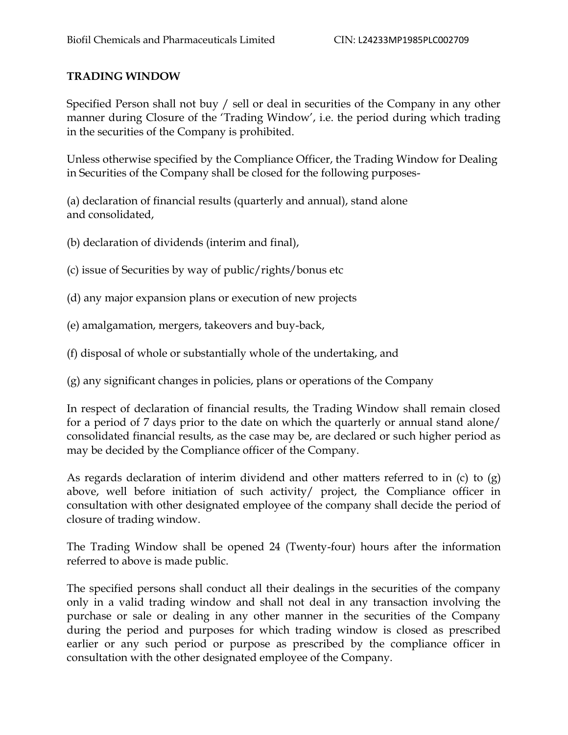## TRADING WINDOW

Specified Person shall not buy / sell or deal in securities of the Company in any other manner during Closure of the 'Trading Window', i.e. the period during which trading in the securities of the Company is prohibited.

Unless otherwise specified by the Compliance Officer, the Trading Window for Dealing in Securities of the Company shall be closed for the following purposes-

(a) declaration of financial results (quarterly and annual), stand alone and consolidated,

(b) declaration of dividends (interim and final),

(c) issue of Securities by way of public/rights/bonus etc

(d) any major expansion plans or execution of new projects

(e) amalgamation, mergers, takeovers and buy-back,

(f) disposal of whole or substantially whole of the undertaking, and

(g) any significant changes in policies, plans or operations of the Company

In respect of declaration of financial results, the Trading Window shall remain closed for a period of 7 days prior to the date on which the quarterly or annual stand alone/ consolidated financial results, as the case may be, are declared or such higher period as may be decided by the Compliance officer of the Company.

As regards declaration of interim dividend and other matters referred to in (c) to (g) above, well before initiation of such activity/ project, the Compliance officer in consultation with other designated employee of the company shall decide the period of closure of trading window.

The Trading Window shall be opened 24 (Twenty-four) hours after the information referred to above is made public.

The specified persons shall conduct all their dealings in the securities of the company only in a valid trading window and shall not deal in any transaction involving the purchase or sale or dealing in any other manner in the securities of the Company during the period and purposes for which trading window is closed as prescribed earlier or any such period or purpose as prescribed by the compliance officer in consultation with the other designated employee of the Company.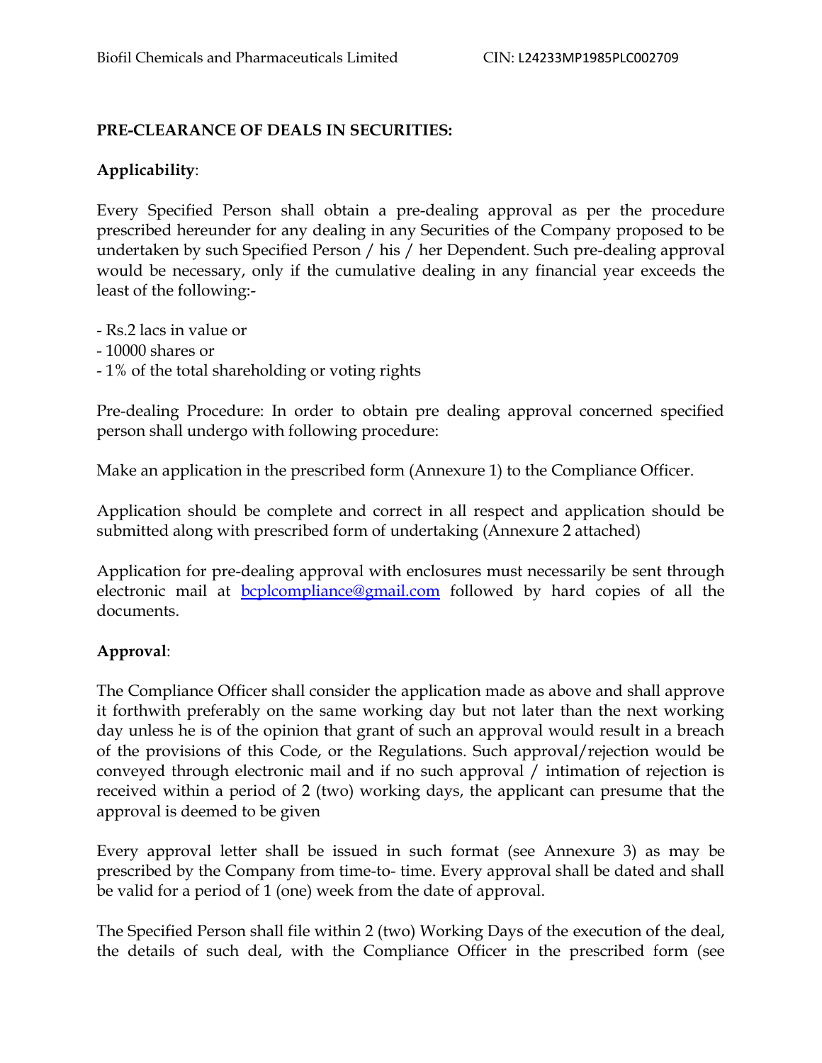**PRE-CLEARANCE OF DEALS IN SECURITIES:**

**Applicability**:

Every Specified Person shall obtain a pre-dealing approval as per the procedure prescribed hereunder for any dealing in any Securities of the Company proposed to be undertaken by such Specified Person / his / her Dependent. Such pre-dealing approval would be necessary, only if the cumulative dealing in any financial year exceeds the least of the following:-

- Rs.2 lacs in value or
- 10000 shares or
- 1% of the total shareholding or voting rights

Pre-dealing Procedure: In order to obtain pre dealing approval concerned specified person shall undergo with following procedure:

Make an application in the prescribed form (Annexure 1) to the Compliance Officer.

Application should be complete and correct in all respect and application should be submitted along with prescribed form of undertaking (Annexure 2 attached)

Application for pre-dealing approval with enclosures must necessarily be sent through electronic mail at bcplcompliance@gmail.com followed by hard copies of all the documents.

**Approval**:

The Compliance Officer shall consider the application made as above and shall approve it forthwith preferably on the same working day but not later than the next working day unless he is of the opinion that grant of such an approval would result in a breach of the provisions of this Code, or the Regulations. Such approval/rejection would be conveyed through electronic mail and if no such approval / intimation of rejection is received within a period of 2 (two) working days, the applicant can presume that the approval is deemed to be given

Every approval letter shall be issued in such format (see Annexure 3) as may be prescribed by the Company from time-to- time. Every approval shall be dated and shall be valid for a period of 1 (one) week from the date of approval.

The Specified Person shall file within 2 (two) Working Days of the execution of the deal, the details of such deal, with the Compliance Officer in the prescribed form (see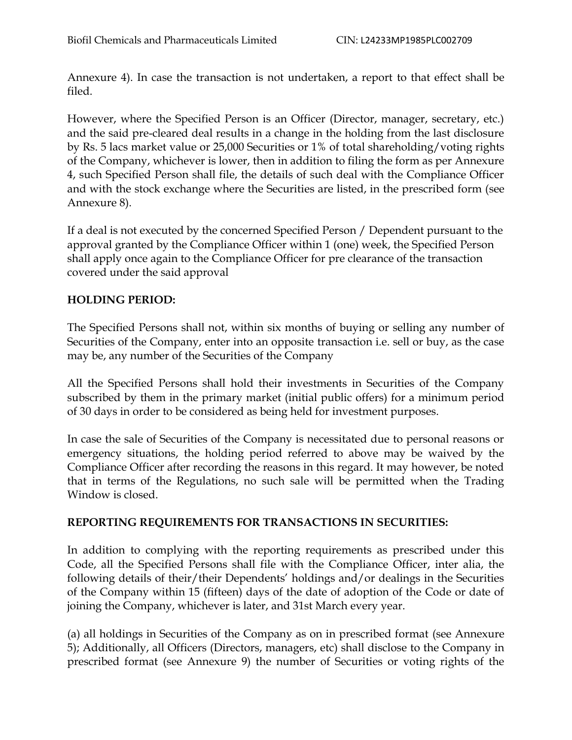Annexure 4). In case the transaction is not undertaken, a report to that effect shall be filed.

However, where the Specified Person is an Officer (Director, manager, secretary, etc.) and the said pre-cleared deal results in a change in the holding from the last disclosure by Rs. 5 lacs market value or 25,000 Securities or 1% of total shareholding/voting rights of the Company, whichever is lower, then in addition to filing the form as per Annexure 4, such Specified Person shall file, the details of such deal with the Compliance Officer and with the stock exchange where the Securities are listed, in the prescribed form (see Annexure 8).

If a deal is not executed by the concerned Specified Person / Dependent pursuant to the approval granted by the Compliance Officer within 1 (one) week, the Specified Person shall apply once again to the Compliance Officer for pre clearance of the transaction covered under the said approval

**HOLDING PERIOD:**

The Specified Persons shall not, within six months of buying or selling any number of Securities of the Company, enter into an opposite transaction i.e. sell or buy, as the case may be, any number of the Securities of the Company

All the Specified Persons shall hold their investments in Securities of the Company subscribed by them in the primary market (initial public offers) for a minimum period of 30 days in order to be considered as being held for investment purposes.

In case the sale of Securities of the Company is necessitated due to personal reasons or emergency situations, the holding period referred to above may be waived by the Compliance Officer after recording the reasons in this regard. It may however, be noted that in terms of the Regulations, no such sale will be permitted when the Trading Window is closed.

**REPORTING REQUIREMENTS FOR TRANSACTIONS IN SECURITIES:**

In addition to complying with the reporting requirements as prescribed under this Code, all the Specified Persons shall file with the Compliance Officer, inter alia, the following details of their/their Dependents' holdings and/or dealings in the Securities of the Company within 15 (fifteen) days of the date of adoption of the Code or date of joining the Company, whichever is later, and 31st March every year.

(a) all holdings in Securities of the Company as on in prescribed format (see Annexure 5); Additionally, all Officers (Directors, managers, etc) shall disclose to the Company in prescribed format (see Annexure 9) the number of Securities or voting rights of the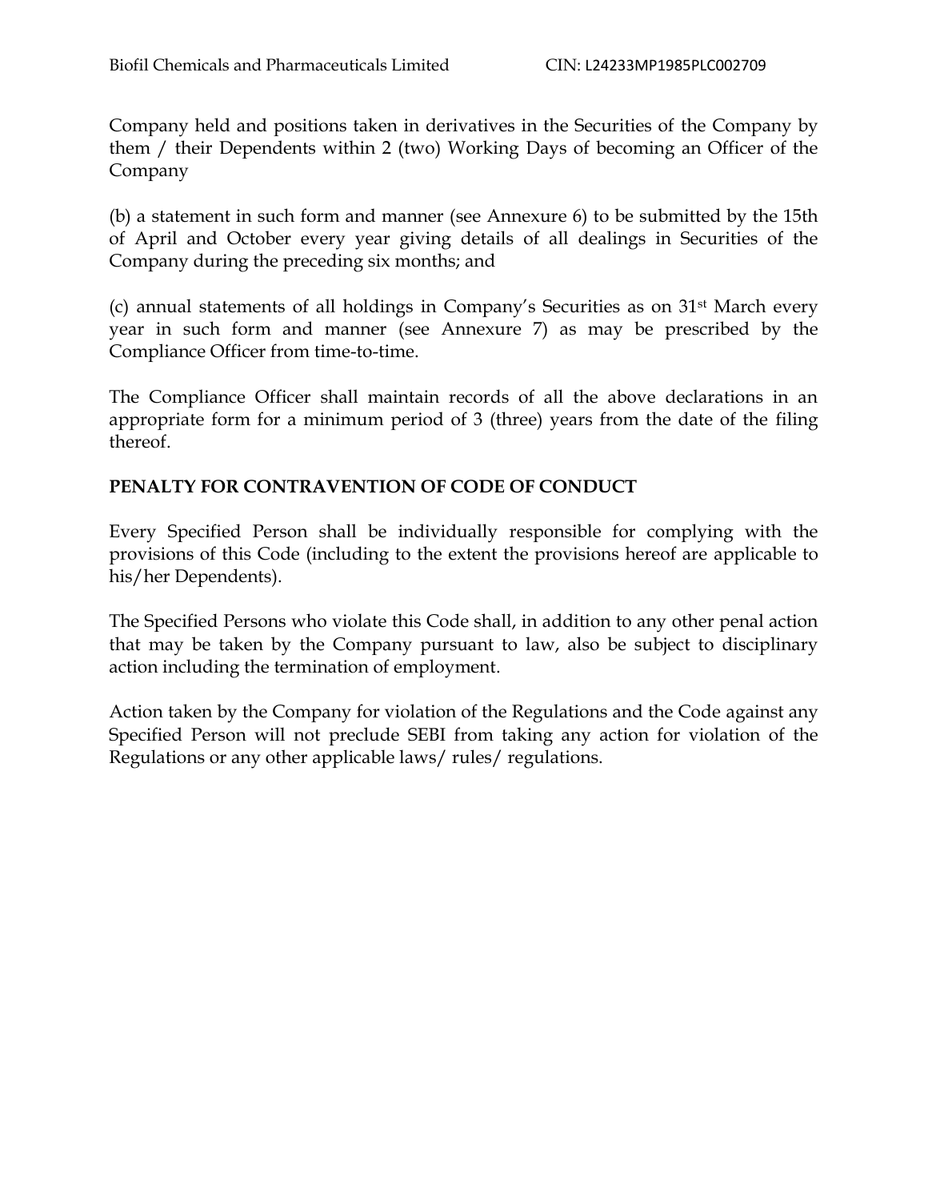Company held and positions taken in derivatives in the Securities of the Company by them / their Dependents within 2 (two) Working Days of becoming an Officer of the Company

(b) a statement in such form and manner (see Annexure 6) to be submitted by the 15th of April and October every year giving details of all dealings in Securities of the Company during the preceding six months; and

(c) annual statements of all holdings in Company's Securities as on 31st March every year in such form and manner (see Annexure 7) as may be prescribed by the Compliance Officer from time-to-time.

The Compliance Officer shall maintain records of all the above declarations in an appropriate form for a minimum period of 3 (three) years from the date of the filing thereof.

**PENALTY FOR CONTRAVENTION OF CODE OF CONDUCT**

Every Specified Person shall be individually responsible for complying with the provisions of this Code (including to the extent the provisions hereof are applicable to his/her Dependents).

The Specified Persons who violate this Code shall, in addition to any other penal action that may be taken by the Company pursuant to law, also be subject to disciplinary action including the termination of employment.

Action taken by the Company for violation of the Regulations and the Code against any Specified Person will not preclude SEBI from taking any action for violation of the Regulations or any other applicable laws/ rules/ regulations.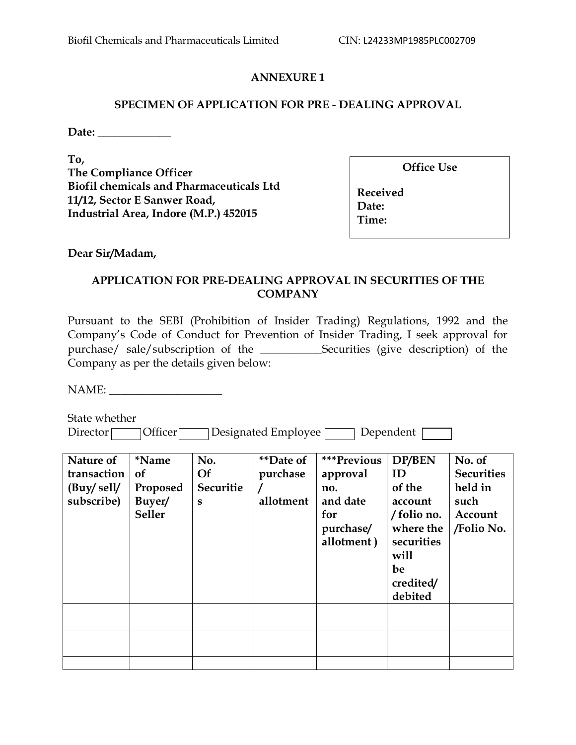## ANNEXURE 1

### SPECIMEN OF APPLICATION FOR PRE - DEALING APPROVAL

**Date:** _____________

**To,**
**The Compliance Officer**
**Biofil chemicals and Pharmaceuticals Ltd**
**11/12, Sector E Sanwer Road,**
**Industrial Area, Indore (M.P.) 452015**

| **Office Use** |
|---|
| **Received** |
| **Date:** |
| **Time:** |

**Dear Sir/Madam,**

### APPLICATION FOR PRE-DEALING APPROVAL IN SECURITIES OF THE COMPANY

Pursuant to the SEBI (Prohibition of Insider Trading) Regulations, 1992 and the Company's Code of Conduct for Prevention of Insider Trading, I seek approval for purchase/ sale/subscription of the __________Securities (give description) of the Company as per the details given below:

NAME: ____________________

State whether
Director ☐ Officer ☐ Designated Employee ☐ Dependent ☐

| Nature of transaction (Buy/ sell/ subscribe) | *Name of Proposed Buyer/ Seller | No. Of Securities | **Date of purchase / allotment | ***Previous approval no. and date for purchase/ allotment ) | DP/BEN ID of the account / folio no. where the securities will be credited/ debited | No. of Securities held in such Account /Folio No. |
|---|---|---|---|---|---|---|
| | | | | | | |
| | | | | | | |
| | | | | | | |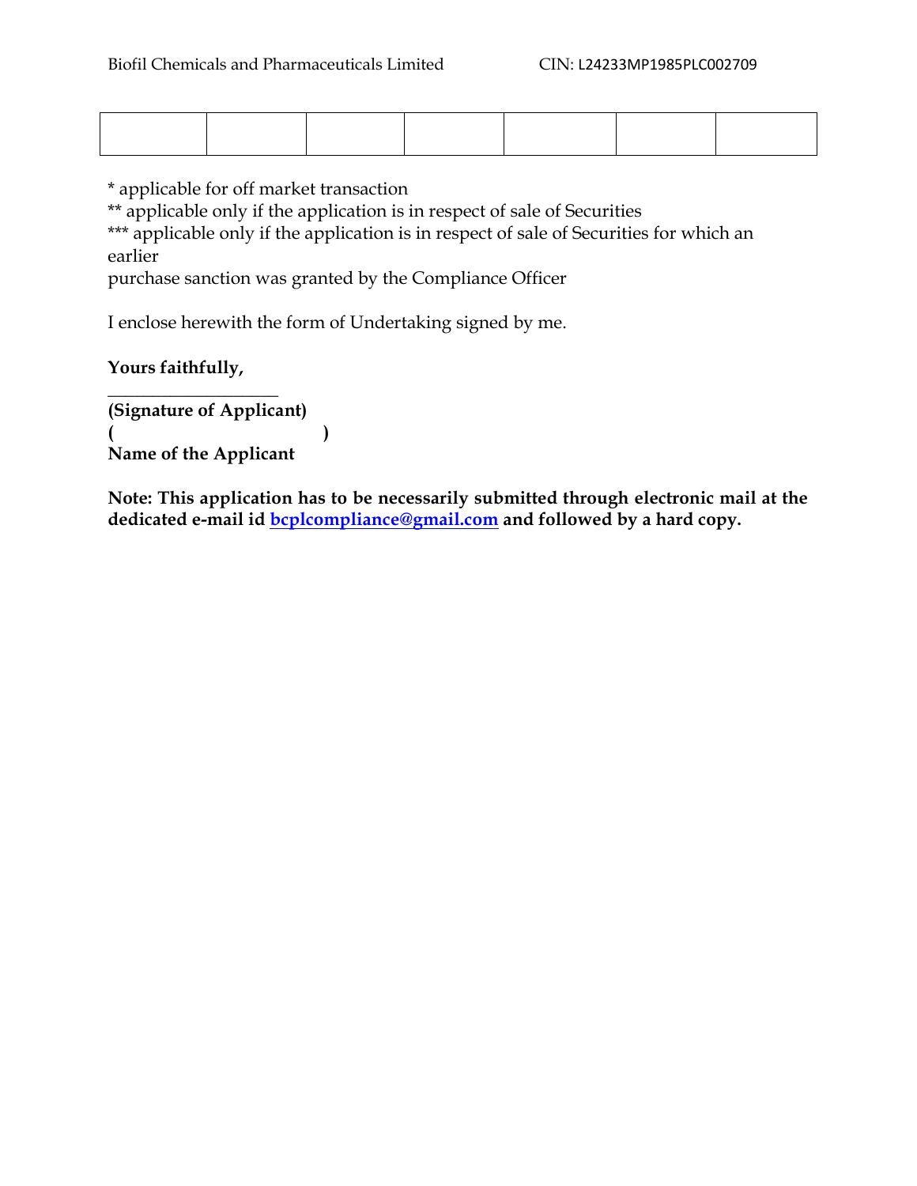| | | | | | | |
|---|---|---|---|---|---|---|
| | | | | | | |

* applicable for off market transaction
** applicable only if the application is in respect of sale of Securities
*** applicable only if the application is in respect of sale of Securities for which an earlier
purchase sanction was granted by the Compliance Officer

I enclose herewith the form of Undertaking signed by me.

**Yours faithfully,**

__________________
**(Signature of Applicant)**
**(                              )**
**Name of the Applicant**

**Note: This application has to be necessarily submitted through electronic mail at the dedicated e-mail id [bcplcompliance@gmail.com](mailto:bcplcompliance@gmail.com) and followed by a hard copy.**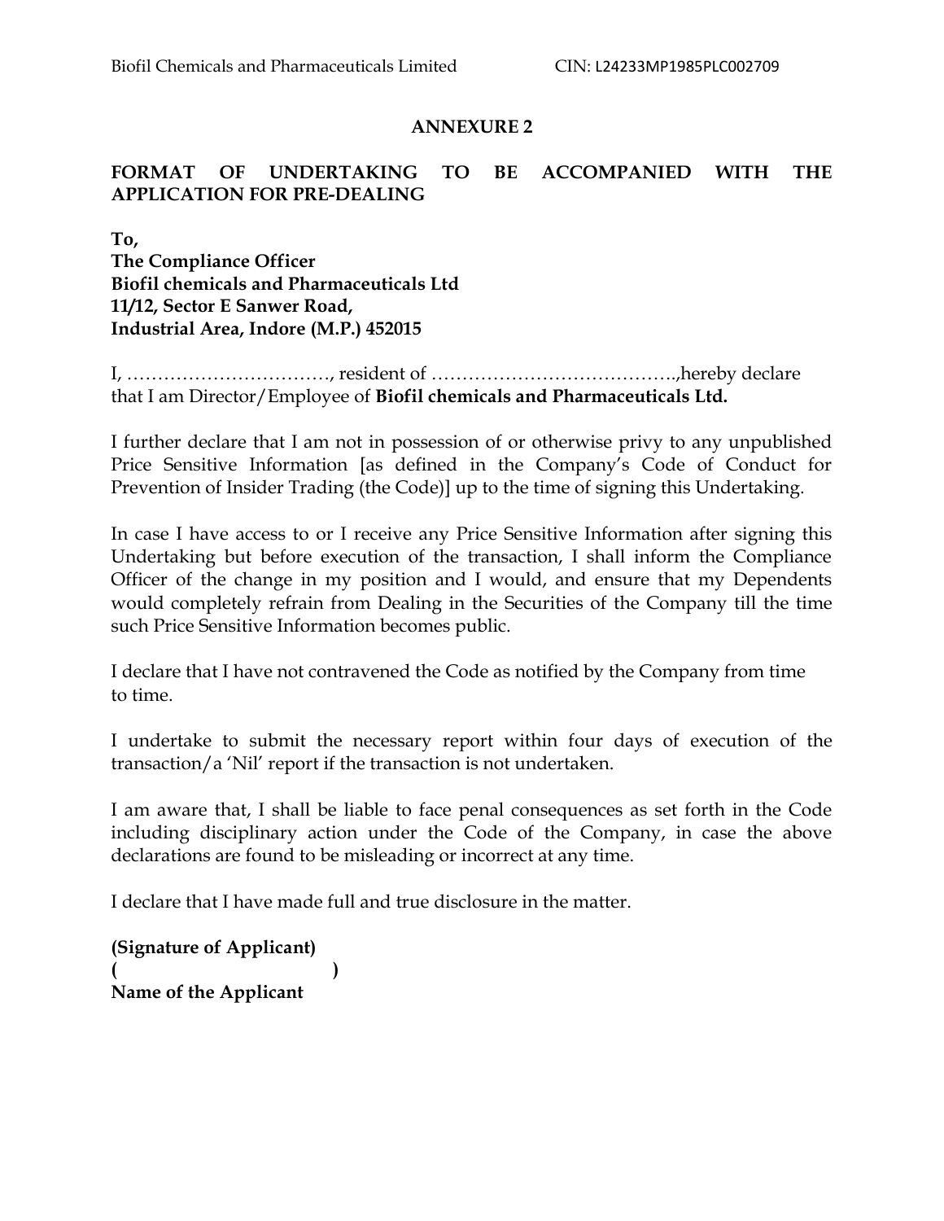## ANNEXURE 2

## FORMAT OF UNDERTAKING TO BE ACCOMPANIED WITH THE APPLICATION FOR PRE-DEALING

**To,**
**The Compliance Officer**
**Biofil chemicals and Pharmaceuticals Ltd**
**11/12, Sector E Sanwer Road,**
**Industrial Area, Indore (M.P.) 452015**

I, ……………………………, resident of …………………………………..,hereby declare that I am Director/Employee of **Biofil chemicals and Pharmaceuticals Ltd.**

I further declare that I am not in possession of or otherwise privy to any unpublished Price Sensitive Information [as defined in the Company's Code of Conduct for Prevention of Insider Trading (the Code)] up to the time of signing this Undertaking.

In case I have access to or I receive any Price Sensitive Information after signing this Undertaking but before execution of the transaction, I shall inform the Compliance Officer of the change in my position and I would, and ensure that my Dependents would completely refrain from Dealing in the Securities of the Company till the time such Price Sensitive Information becomes public.

I declare that I have not contravened the Code as notified by the Company from time to time.

I undertake to submit the necessary report within four days of execution of the transaction/a 'Nil' report if the transaction is not undertaken.

I am aware that, I shall be liable to face penal consequences as set forth in the Code including disciplinary action under the Code of the Company, in case the above declarations are found to be misleading or incorrect at any time.

I declare that I have made full and true disclosure in the matter.

**(Signature of Applicant)**
**( )**
**Name of the Applicant**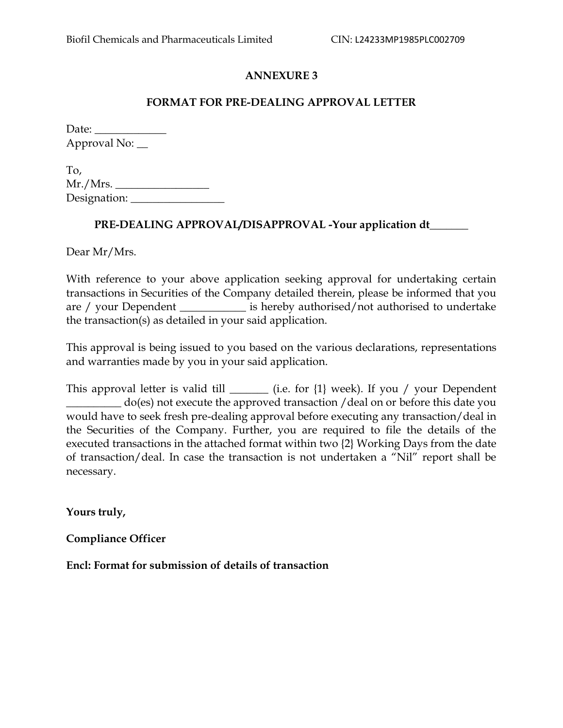## ANNEXURE 3

## FORMAT FOR PRE-DEALING APPROVAL LETTER

Date: _____________
Approval No: __

To,
Mr./Mrs. _________________
Designation: _________________

**PRE-DEALING APPROVAL/DISAPPROVAL -Your application dt_______**

Dear Mr/Mrs.

With reference to your above application seeking approval for undertaking certain transactions in Securities of the Company detailed therein, please be informed that you are / your Dependent ____________ is hereby authorised/not authorised to undertake the transaction(s) as detailed in your said application.

This approval is being issued to you based on the various declarations, representations and warranties made by you in your said application.

This approval letter is valid till _______ (i.e. for {1} week). If you / your Dependent __________ do(es) not execute the approved transaction /deal on or before this date you would have to seek fresh pre-dealing approval before executing any transaction/deal in the Securities of the Company. Further, you are required to file the details of the executed transactions in the attached format within two {2} Working Days from the date of transaction/deal. In case the transaction is not undertaken a "Nil" report shall be necessary.

**Yours truly,**

**Compliance Officer**

**Encl: Format for submission of details of transaction**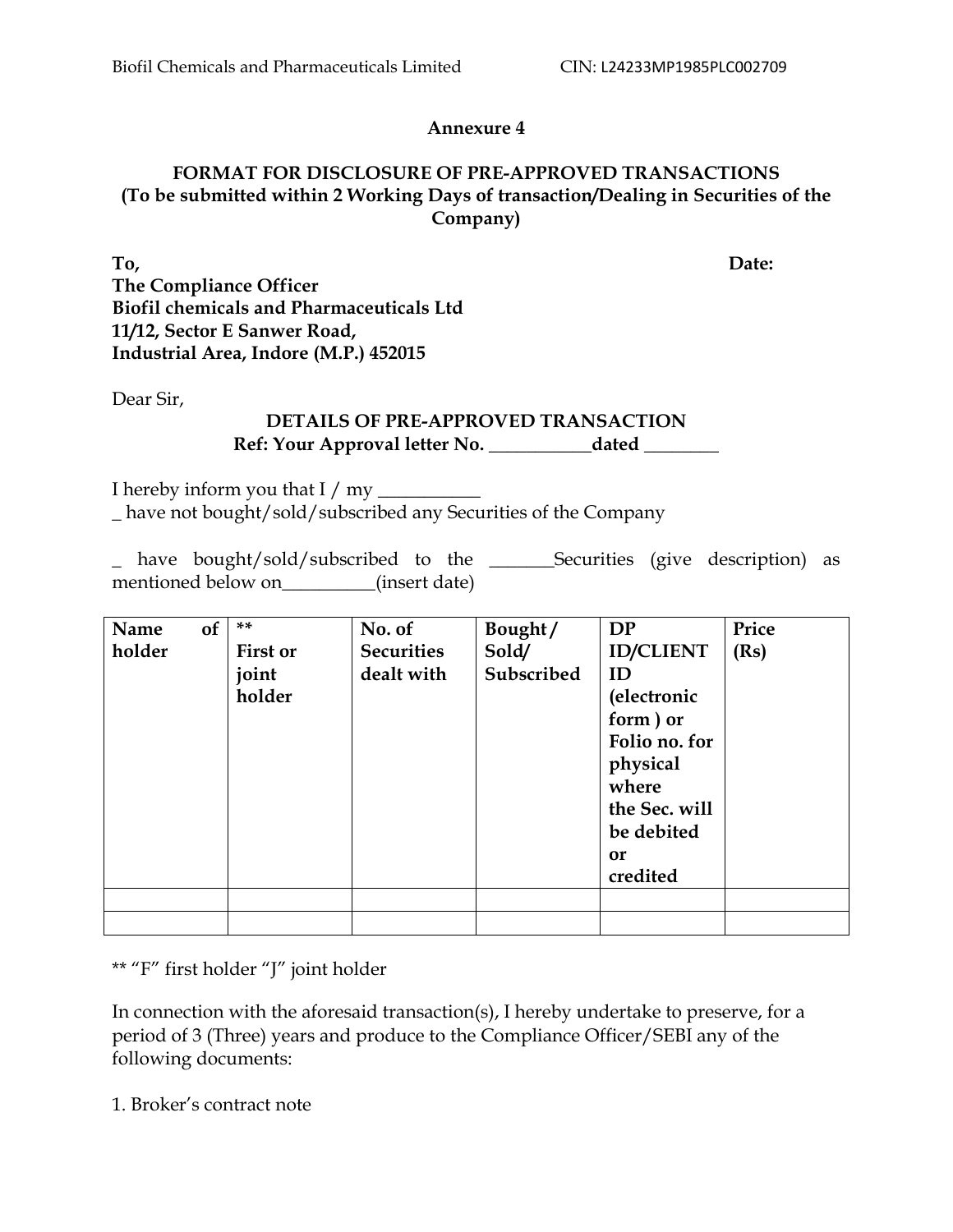**Annexure 4**

**FORMAT FOR DISCLOSURE OF PRE-APPROVED TRANSACTIONS**
**(To be submitted within 2 Working Days of transaction/Dealing in Securities of the Company)**

**To,** **Date:**
**The Compliance Officer**
**Biofil chemicals and Pharmaceuticals Ltd**
**11/12, Sector E Sanwer Road,**
**Industrial Area, Indore (M.P.) 452015**

Dear Sir,

**DETAILS OF PRE-APPROVED TRANSACTION**
**Ref: Your Approval letter No. ___________dated ________**

I hereby inform you that I / my ___________
_ have not bought/sold/subscribed any Securities of the Company

_ have bought/sold/subscribed to the _______Securities (give description) as mentioned below on__________(insert date)

| Name of holder | ** First or joint holder | No. of Securities dealt with | Bought / Sold/ Subscribed | DP ID/CLIENT ID (electronic form ) or Folio no. for physical where the Sec. will be debited or credited | Price (Rs) |
|---|---|---|---|---|---|
| | | | | | |
| | | | | | |

** "F" first holder "J" joint holder

In connection with the aforesaid transaction(s), I hereby undertake to preserve, for a period of 3 (Three) years and produce to the Compliance Officer/SEBI any of the following documents:

1. Broker's contract note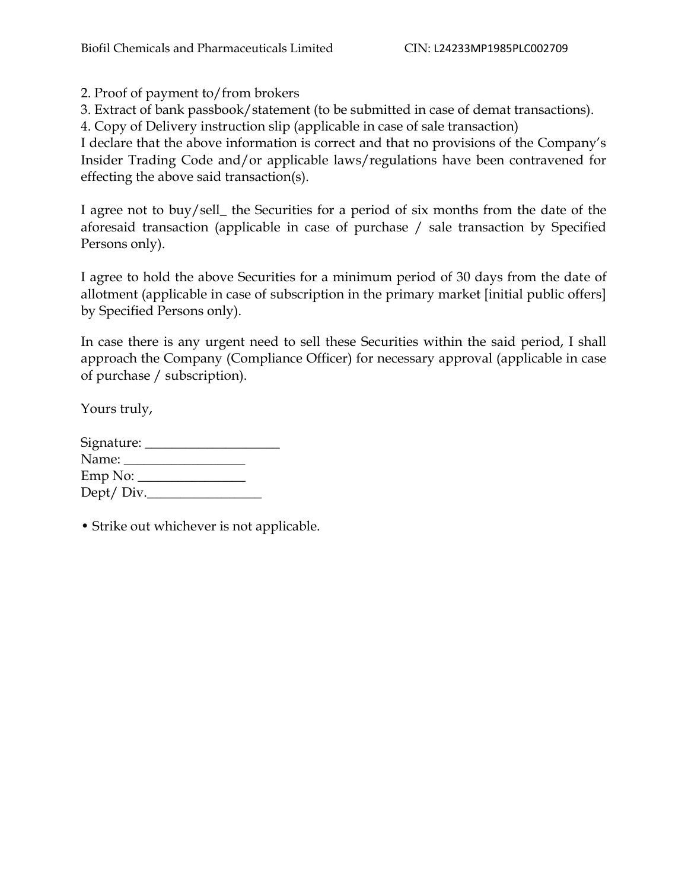2. Proof of payment to/from brokers
3. Extract of bank passbook/statement (to be submitted in case of demat transactions).
4. Copy of Delivery instruction slip (applicable in case of sale transaction)

I declare that the above information is correct and that no provisions of the Company's Insider Trading Code and/or applicable laws/regulations have been contravened for effecting the above said transaction(s).

I agree not to buy/sell_ the Securities for a period of six months from the date of the aforesaid transaction (applicable in case of purchase / sale transaction by Specified Persons only).

I agree to hold the above Securities for a minimum period of 30 days from the date of allotment (applicable in case of subscription in the primary market [initial public offers] by Specified Persons only).

In case there is any urgent need to sell these Securities within the said period, I shall approach the Company (Compliance Officer) for necessary approval (applicable in case of purchase / subscription).

Yours truly,

Signature: ____________________
Name: __________________
Emp No: ________________
Dept/ Div._________________

• Strike out whichever is not applicable.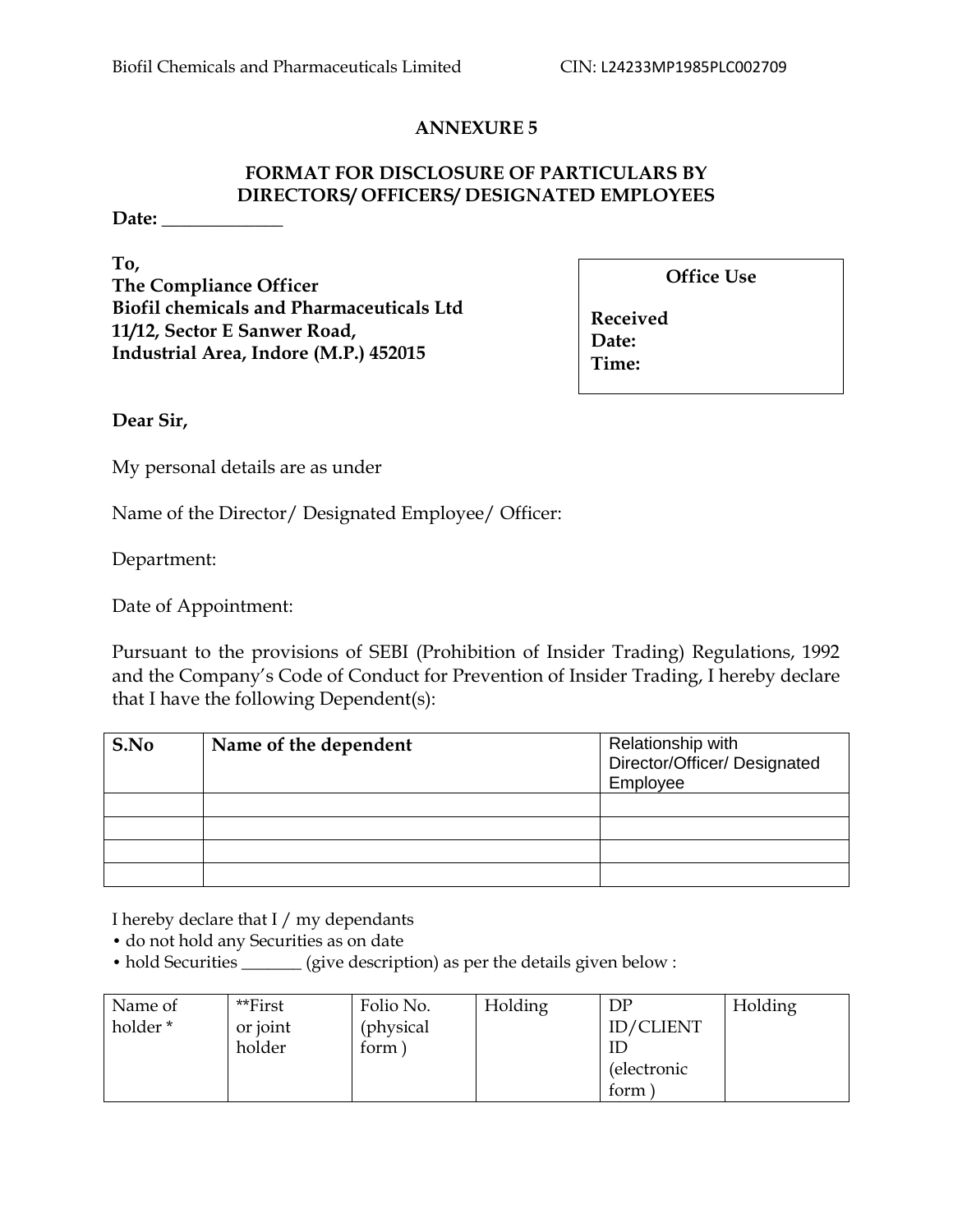## ANNEXURE 5

### FORMAT FOR DISCLOSURE OF PARTICULARS BY DIRECTORS/ OFFICERS/ DESIGNATED EMPLOYEES

**Date:** _____________

**To,**
**The Compliance Officer**
**Biofil chemicals and Pharmaceuticals Ltd**
**11/12, Sector E Sanwer Road,**
**Industrial Area, Indore (M.P.) 452015**

| **Office Use** |
|---|
| **Received**<br>**Date:**<br>**Time:** |

**Dear Sir,**

My personal details are as under

Name of the Director/ Designated Employee/ Officer:

Department:

Date of Appointment:

Pursuant to the provisions of SEBI (Prohibition of Insider Trading) Regulations, 1992 and the Company's Code of Conduct for Prevention of Insider Trading, I hereby declare that I have the following Dependent(s):

| **S.No** | **Name of the dependent** | Relationship with Director/Officer/ Designated Employee |
|---|---|---|
| | | |
| | | |
| | | |
| | | |

I hereby declare that I / my dependants

- do not hold any Securities as on date
- hold Securities _______ (give description) as per the details given below :

| Name of holder * | **First or joint holder | Folio No. (physical form ) | Holding | DP ID/CLIENT ID (electronic form ) | Holding |
|---|---|---|---|---|---|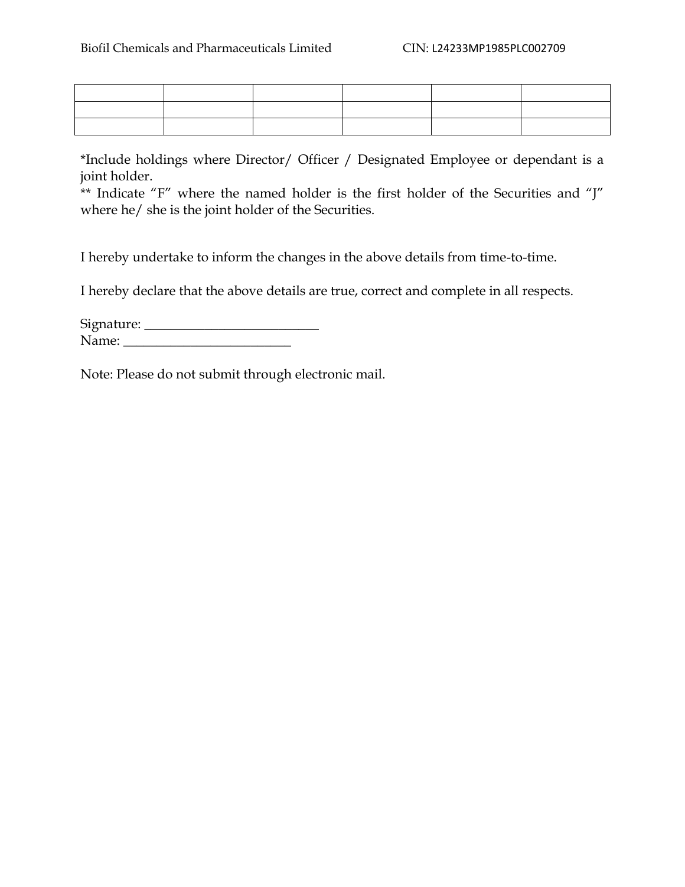|   |   |   |   |   |   |
|---|---|---|---|---|---|
|   |   |   |   |   |   |
|   |   |   |   |   |   |

*Include holdings where Director/ Officer / Designated Employee or dependant is a joint holder.
** Indicate "F" where the named holder is the first holder of the Securities and "J" where he/ she is the joint holder of the Securities.

I hereby undertake to inform the changes in the above details from time-to-time.

I hereby declare that the above details are true, correct and complete in all respects.

Signature: __________________________
Name: _________________________

Note: Please do not submit through electronic mail.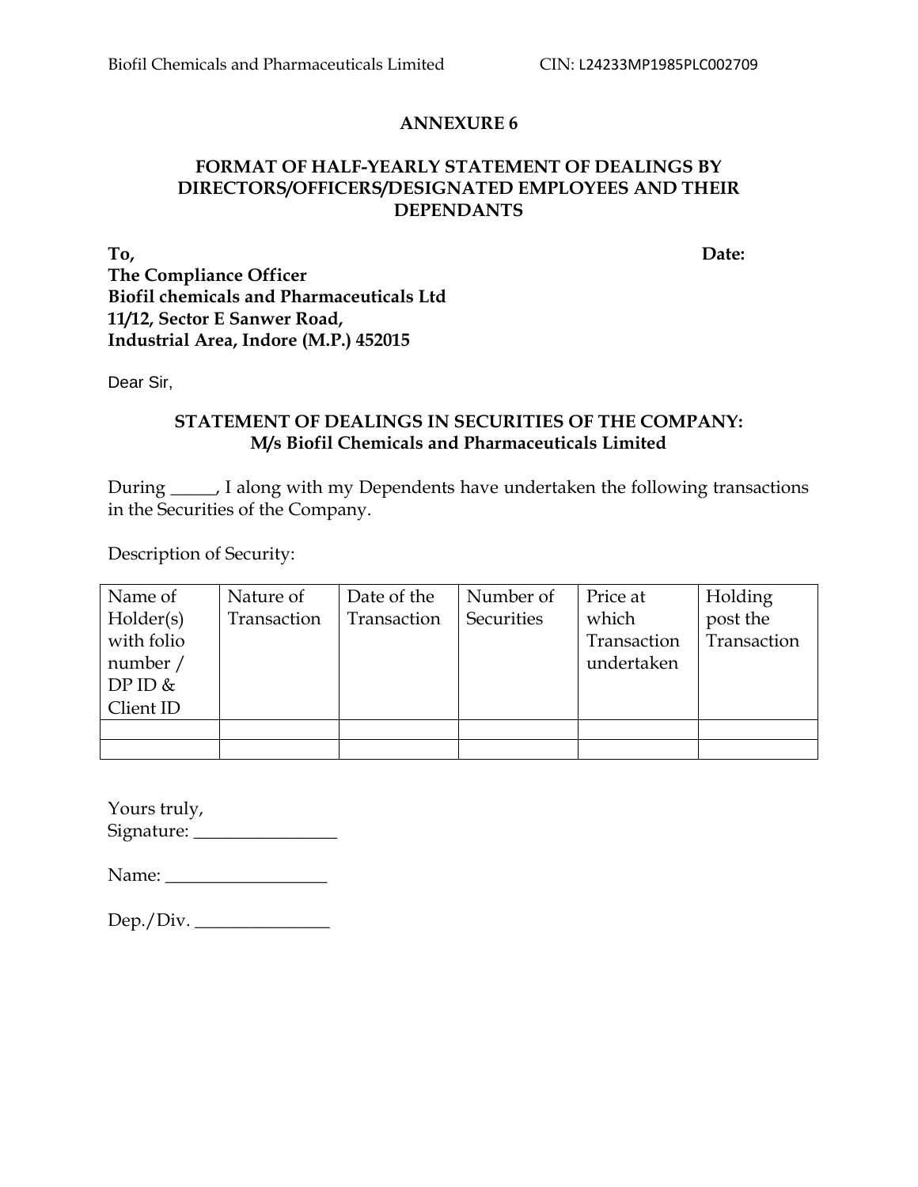## ANNEXURE 6

### FORMAT OF HALF-YEARLY STATEMENT OF DEALINGS BY DIRECTORS/OFFICERS/DESIGNATED EMPLOYEES AND THEIR DEPENDANTS

**To,** **Date:**

**The Compliance Officer**
**Biofil chemicals and Pharmaceuticals Ltd**
**11/12, Sector E Sanwer Road,**
**Industrial Area, Indore (M.P.) 452015**

Dear Sir,

**STATEMENT OF DEALINGS IN SECURITIES OF THE COMPANY:**
**M/s Biofil Chemicals and Pharmaceuticals Limited**

During _____, I along with my Dependents have undertaken the following transactions in the Securities of the Company.

Description of Security:

| Name of Holder(s) with folio number / DP ID & Client ID | Nature of Transaction | Date of the Transaction | Number of Securities | Price at which Transaction undertaken | Holding post the Transaction |
|---|---|---|---|---|---|
| | | | | | |
| | | | | | |

Yours truly,
Signature: ________________

Name: __________________

Dep./Div. _______________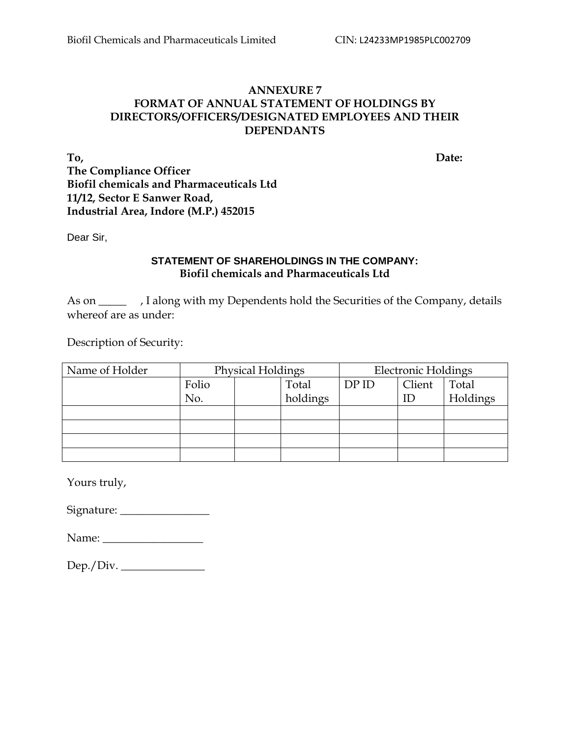## ANNEXURE 7
## FORMAT OF ANNUAL STATEMENT OF HOLDINGS BY DIRECTORS/OFFICERS/DESIGNATED EMPLOYEES AND THEIR DEPENDANTS

**To,** **Date:**

**The Compliance Officer**
**Biofil chemicals and Pharmaceuticals Ltd**
**11/12, Sector E Sanwer Road,**
**Industrial Area, Indore (M.P.) 452015**

Dear Sir,

**STATEMENT OF SHAREHOLDINGS IN THE COMPANY:**
**Biofil chemicals and Pharmaceuticals Ltd**

As on _____ , I along with my Dependents hold the Securities of the Company, details whereof are as under:

Description of Security:

| Name of Holder | Physical Holdings | | | Electronic Holdings | | |
|---|---|---|---|---|---|---|
| | Folio No. | | Total holdings | DP ID | Client ID | Total Holdings |
| | | | | | | |
| | | | | | | |
| | | | | | | |
| | | | | | | |

Yours truly,

Signature: ________________

Name: __________________

Dep./Div. _______________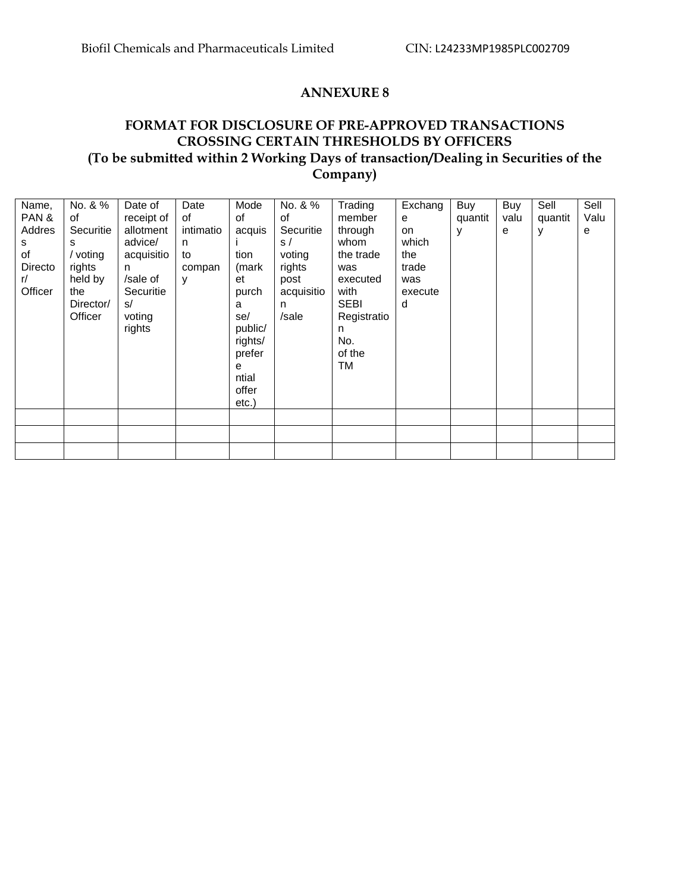## ANNEXURE 8

## FORMAT FOR DISCLOSURE OF PRE-APPROVED TRANSACTIONS CROSSING CERTAIN THRESHOLDS BY OFFICERS

**(To be submitted within 2 Working Days of transaction/Dealing in Securities of the Company)**

| Name, PAN & Address of Director/ Officer | No. & % of Securities / voting rights held by the Director/ Officer | Date of receipt of allotment advice/ acquisition /sale of Securities/ voting rights | Date of intimation to company | Mode of acquisition (market purchase/ public/ rights/ preferential offer etc.) | No. & % of Securities / voting rights post acquisition /sale | Trading member through whom the trade was executed with SEBI Registration No. of the TM | Exchange on which the trade was executed | Buy quantity | Buy value | Sell quantity | Sell Value |
|---|---|---|---|---|---|---|---|---|---|---|---|
| | | | | | | | | | | | |
| | | | | | | | | | | | |
| | | | | | | | | | | | |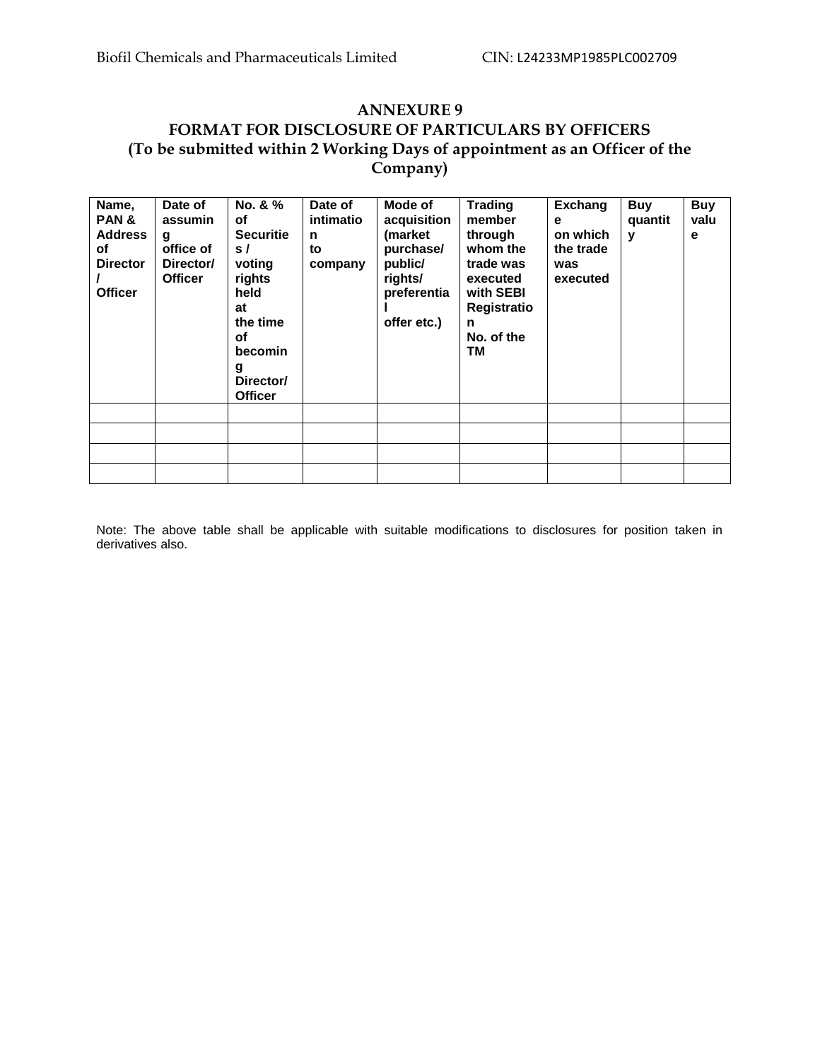## ANNEXURE 9

## FORMAT FOR DISCLOSURE OF PARTICULARS BY OFFICERS

**(To be submitted within 2 Working Days of appointment as an Officer of the Company)**

| Name, PAN & Address of Director / Officer | Date of assuming office of Director/ Officer | No. & % of Securities / voting rights held at the time of becoming Director/ Officer | Date of intimation to company | Mode of acquisition (market purchase/ public/ rights/ preferential offer etc.) | Trading member through whom the trade was executed with SEBI Registration No. of the TM | Exchange on which the trade was executed | Buy quantity | Buy value |
|---|---|---|---|---|---|---|---|---|
| | | | | | | | | |
| | | | | | | | | |
| | | | | | | | | |
| | | | | | | | | |

Note: The above table shall be applicable with suitable modifications to disclosures for position taken in derivatives also.